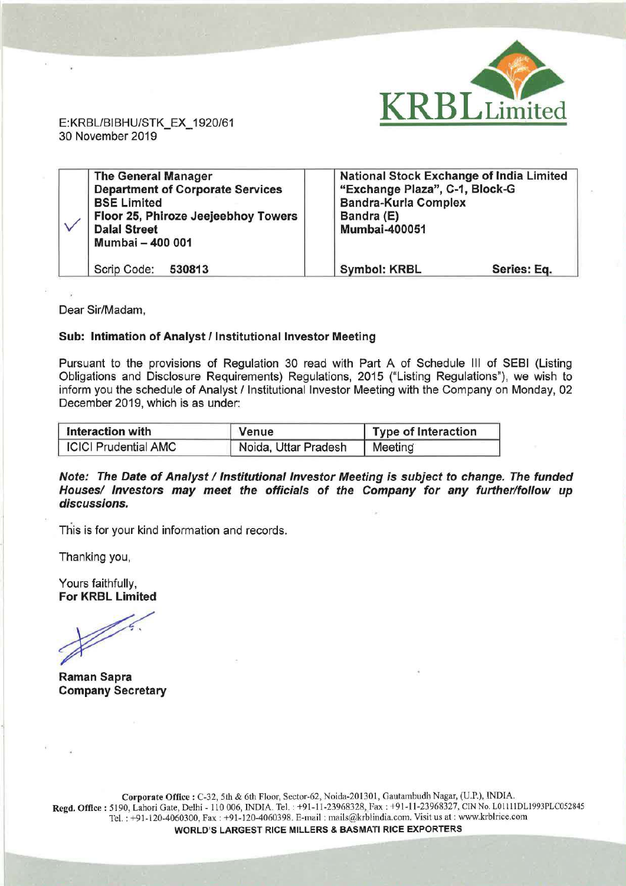KRBL Limited

E:KRBL/BIBHU/STK_EX_1920/61
30 November 2019

| | |
|---|---|
| **The General Manager**<br>**Department of Corporate Services**<br>**BSE Limited**<br>**Floor 25, Phiroze Jeejeebhoy Towers**<br>**Dalal Street**<br>**Mumbai – 400 001** | **National Stock Exchange of India Limited**<br>**"Exchange Plaza", C-1, Block-G**<br>**Bandra-Kurla Complex**<br>**Bandra (E)**<br>**Mumbai-400051** |
| Scrip Code: **530813** | **Symbol: KRBL** **Series: Eq.** |

Dear Sir/Madam,

**Sub: Intimation of Analyst / Institutional Investor Meeting**

Pursuant to the provisions of Regulation 30 read with Part A of Schedule III of SEBI (Listing Obligations and Disclosure Requirements) Regulations, 2015 ("Listing Regulations"), we wish to inform you the schedule of Analyst / Institutional Investor Meeting with the Company on Monday, 02 December 2019, which is as under:

| Interaction with | Venue | Type of Interaction |
|---|---|---|
| ICICI Prudential AMC | Noida, Uttar Pradesh | Meeting |

***Note: The Date of Analyst / Institutional Investor Meeting is subject to change. The funded Houses/ Investors may meet the officials of the Company for any further/follow up discussions.***

This is for your kind information and records.

Thanking you,

Yours faithfully,
**For KRBL Limited**

**Raman Sapra**
**Company Secretary**

**Corporate Office :** C-32, 5th & 6th Floor, Sector-62, Noida-201301, Gautambudh Nagar, (U.P.), INDIA.
**Regd. Office :** 5190, Lahori Gate, Delhi - 110 006, INDIA. Tel. : +91-11-23968328, Fax : +91-11-23968327, CIN No. L01111DL1993PLC052845
Tel. : +91-120-4060300, Fax : +91-120-4060398. E-mail : mails@krblindia.com. Visit us at : www.krblrice.com
**WORLD'S LARGEST RICE MILLERS & BASMATI RICE EXPORTERS**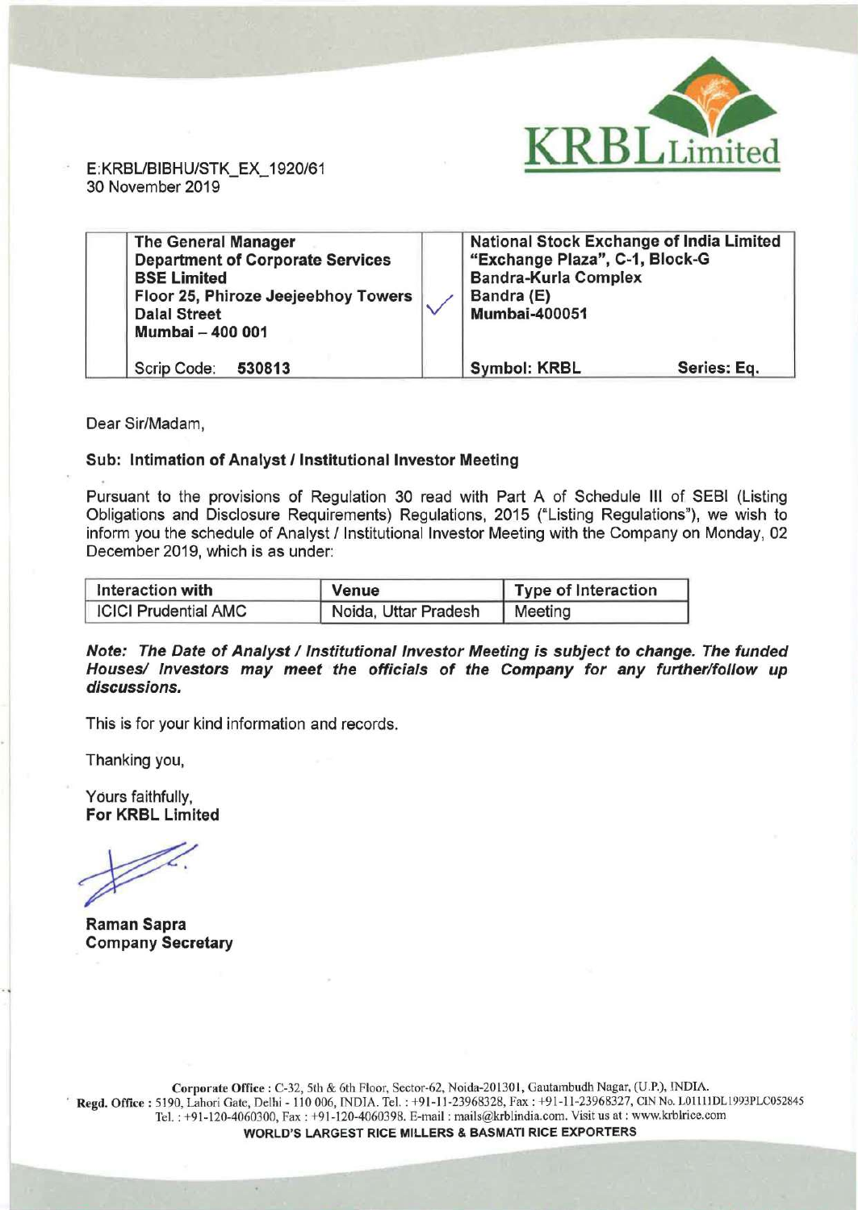E:KRBL/BIBHU/STK_EX_1920/61
30 November 2019

| | | | |
|---|---|---|---|
| | **The General Manager**<br>**Department of Corporate Services**<br>**BSE Limited**<br>**Floor 25, Phiroze Jeejeebhoy Towers**<br>**Dalal Street**<br>**Mumbai – 400 001** | ✓ | **National Stock Exchange of India Limited**<br>**"Exchange Plaza", C-1, Block-G**<br>**Bandra-Kurla Complex**<br>**Bandra (E)**<br>**Mumbai-400051** |
| | Scrip Code: **530813** | | **Symbol: KRBL** **Series: Eq.** |

Dear Sir/Madam,

**Sub: Intimation of Analyst / Institutional Investor Meeting**

Pursuant to the provisions of Regulation 30 read with Part A of Schedule III of SEBI (Listing Obligations and Disclosure Requirements) Regulations, 2015 ("Listing Regulations"), we wish to inform you the schedule of Analyst / Institutional Investor Meeting with the Company on Monday, 02 December 2019, which is as under:

| Interaction with | Venue | Type of Interaction |
|---|---|---|
| ICICI Prudential AMC | Noida, Uttar Pradesh | Meeting |

***Note: The Date of Analyst / Institutional Investor Meeting is subject to change. The funded Houses/ Investors may meet the officials of the Company for any further/follow up discussions.***

This is for your kind information and records.

Thanking you,

Yours faithfully,
**For KRBL Limited**

**Raman Sapra**
**Company Secretary**

**Corporate Office :** C-32, 5th & 6th Floor, Sector-62, Noida-201301, Gautambudh Nagar, (U.P.), INDIA.
**Regd. Office :** 5190, Lahori Gate, Delhi - 110 006, INDIA. Tel. : +91-11-23968328, Fax : +91-11-23968327, CIN No. L01111DL1993PLC052845
Tel. : +91-120-4060300, Fax : +91-120-4060398. E-mail : mails@krblindia.com. Visit us at : www.krblrice.com
**WORLD'S LARGEST RICE MILLERS & BASMATI RICE EXPORTERS**